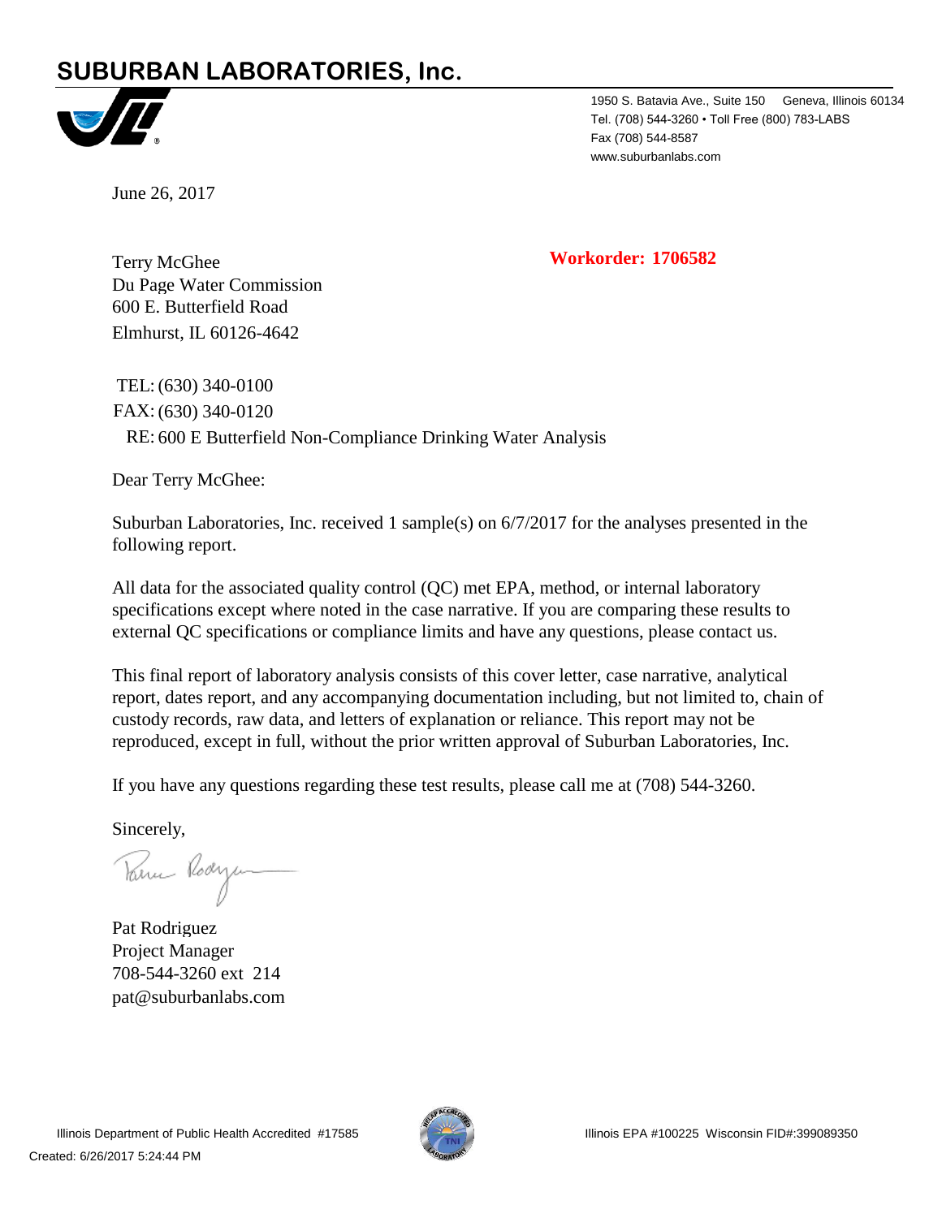# SUBURBAN LABORATORIES, Inc.

1950 S. Batavia Ave., Suite 150 Geneva, Illinois 60134
Tel. (708) 544-3260 • Toll Free (800) 783-LABS
Fax (708) 544-8587
www.suburbanlabs.com

June 26, 2017

**Workorder: 1706582**

Terry McGhee
Du Page Water Commission
600 E. Butterfield Road
Elmhurst, IL 60126-4642

TEL: (630) 340-0100
FAX: (630) 340-0120
RE: 600 E Butterfield Non-Compliance Drinking Water Analysis

Dear Terry McGhee:

Suburban Laboratories, Inc. received 1 sample(s) on 6/7/2017 for the analyses presented in the following report.

All data for the associated quality control (QC) met EPA, method, or internal laboratory specifications except where noted in the case narrative. If you are comparing these results to external QC specifications or compliance limits and have any questions, please contact us.

This final report of laboratory analysis consists of this cover letter, case narrative, analytical report, dates report, and any accompanying documentation including, but not limited to, chain of custody records, raw data, and letters of explanation or reliance. This report may not be reproduced, except in full, without the prior written approval of Suburban Laboratories, Inc.

If you have any questions regarding these test results, please call me at (708) 544-3260.

Sincerely,

Pat Rodriguez
Project Manager
708-544-3260 ext 214
pat@suburbanlabs.com

Illinois Department of Public Health Accredited #17585

Illinois EPA #100225 Wisconsin FID#:399089350

Created: 6/26/2017 5:24:44 PM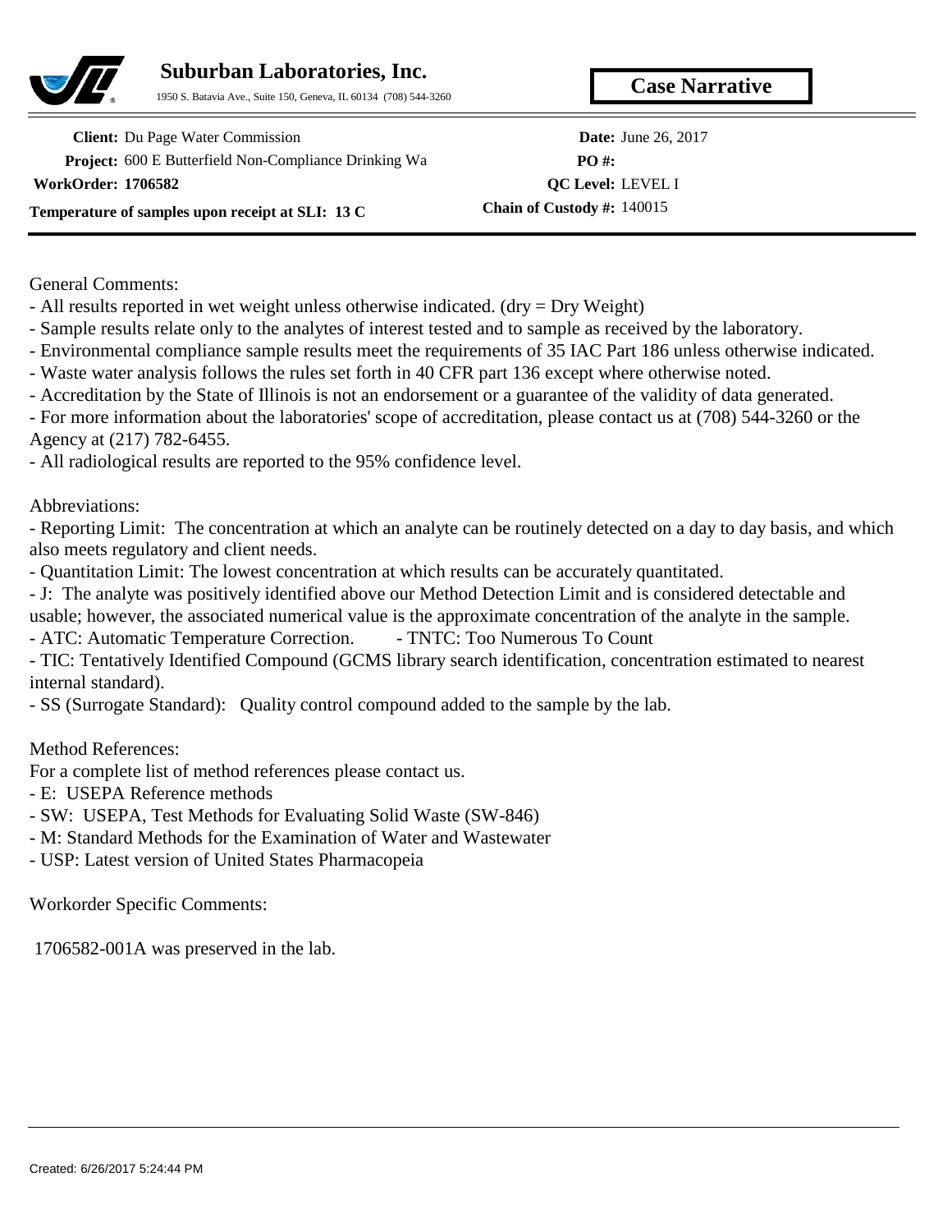**Suburban Laboratories, Inc.**

1950 S. Batavia Ave., Suite 150, Geneva, IL 60134 (708) 544-3260

## Case Narrative

**Client:** Du Page Water Commission

**Date:** June 26, 2017

**Project:** 600 E Butterfield Non-Compliance Drinking Wa

**PO #:**

**WorkOrder: 1706582**

**QC Level:** LEVEL I

**Temperature of samples upon receipt at SLI: 13 C**

**Chain of Custody #:** 140015

General Comments:

- All results reported in wet weight unless otherwise indicated. (dry = Dry Weight)
- Sample results relate only to the analytes of interest tested and to sample as received by the laboratory.
- Environmental compliance sample results meet the requirements of 35 IAC Part 186 unless otherwise indicated.
- Waste water analysis follows the rules set forth in 40 CFR part 136 except where otherwise noted.
- Accreditation by the State of Illinois is not an endorsement or a guarantee of the validity of data generated.
- For more information about the laboratories' scope of accreditation, please contact us at (708) 544-3260 or the Agency at (217) 782-6455.
- All radiological results are reported to the 95% confidence level.

Abbreviations:

- Reporting Limit: The concentration at which an analyte can be routinely detected on a day to day basis, and which also meets regulatory and client needs.
- Quantitation Limit: The lowest concentration at which results can be accurately quantitated.
- J: The analyte was positively identified above our Method Detection Limit and is considered detectable and usable; however, the associated numerical value is the approximate concentration of the analyte in the sample.
- ATC: Automatic Temperature Correction. - TNTC: Too Numerous To Count
- TIC: Tentatively Identified Compound (GCMS library search identification, concentration estimated to nearest internal standard).
- SS (Surrogate Standard): Quality control compound added to the sample by the lab.

Method References:

For a complete list of method references please contact us.

- E: USEPA Reference methods
- SW: USEPA, Test Methods for Evaluating Solid Waste (SW-846)
- M: Standard Methods for the Examination of Water and Wastewater
- USP: Latest version of United States Pharmacopeia

Workorder Specific Comments:

1706582-001A was preserved in the lab.

Created: 6/26/2017 5:24:44 PM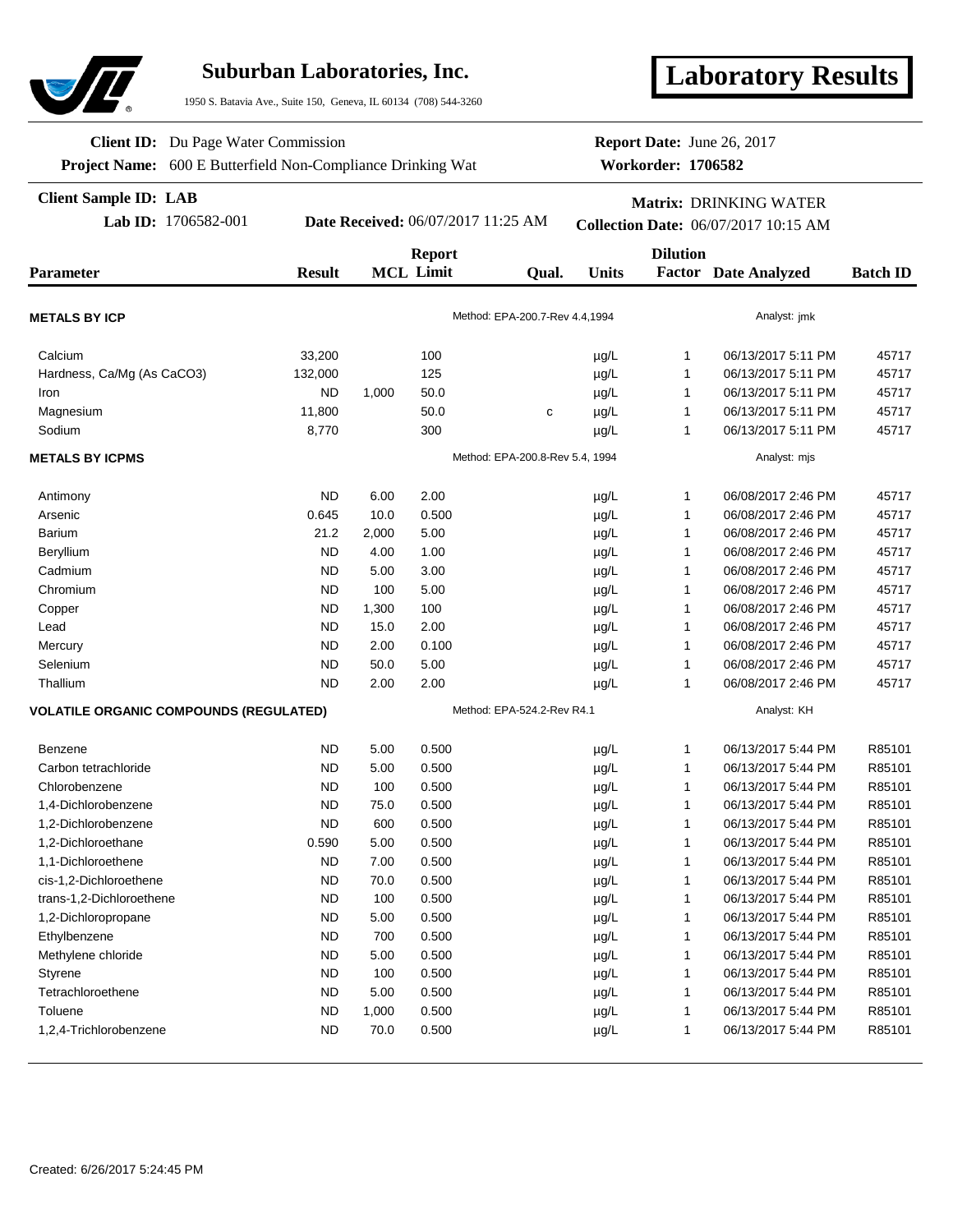# Suburban Laboratories, Inc.

1950 S. Batavia Ave., Suite 150, Geneva, IL 60134 (708) 544-3260

**Laboratory Results**

**Client ID:** Du Page Water Commission
**Project Name:** 600 E Butterfield Non-Compliance Drinking Wat

**Report Date:** June 26, 2017
**Workorder: 1706582**

**Client Sample ID: LAB**
**Lab ID:** 1706582-001
**Date Received:** 06/07/2017 11:25 AM
**Matrix:** DRINKING WATER
**Collection Date:** 06/07/2017 10:15 AM

| Parameter | Result | MCL | Report Limit | Qual. | Units | Dilution Factor | Date Analyzed | Batch ID |
|---|---|---|---|---|---|---|---|---|
| **METALS BY ICP** | | | Method: EPA-200.7-Rev 4.4,1994 | | | | Analyst: jmk | |
| Calcium | 33,200 | | 100 | | µg/L | 1 | 06/13/2017 5:11 PM | 45717 |
| Hardness, Ca/Mg (As CaCO3) | 132,000 | | 125 | | µg/L | 1 | 06/13/2017 5:11 PM | 45717 |
| Iron | ND | 1,000 | 50.0 | | µg/L | 1 | 06/13/2017 5:11 PM | 45717 |
| Magnesium | 11,800 | | 50.0 | c | µg/L | 1 | 06/13/2017 5:11 PM | 45717 |
| Sodium | 8,770 | | 300 | | µg/L | 1 | 06/13/2017 5:11 PM | 45717 |
| **METALS BY ICPMS** | | | Method: EPA-200.8-Rev 5.4, 1994 | | | | Analyst: mjs | |
| Antimony | ND | 6.00 | 2.00 | | µg/L | 1 | 06/08/2017 2:46 PM | 45717 |
| Arsenic | 0.645 | 10.0 | 0.500 | | µg/L | 1 | 06/08/2017 2:46 PM | 45717 |
| Barium | 21.2 | 2,000 | 5.00 | | µg/L | 1 | 06/08/2017 2:46 PM | 45717 |
| Beryllium | ND | 4.00 | 1.00 | | µg/L | 1 | 06/08/2017 2:46 PM | 45717 |
| Cadmium | ND | 5.00 | 3.00 | | µg/L | 1 | 06/08/2017 2:46 PM | 45717 |
| Chromium | ND | 100 | 5.00 | | µg/L | 1 | 06/08/2017 2:46 PM | 45717 |
| Copper | ND | 1,300 | 100 | | µg/L | 1 | 06/08/2017 2:46 PM | 45717 |
| Lead | ND | 15.0 | 2.00 | | µg/L | 1 | 06/08/2017 2:46 PM | 45717 |
| Mercury | ND | 2.00 | 0.100 | | µg/L | 1 | 06/08/2017 2:46 PM | 45717 |
| Selenium | ND | 50.0 | 5.00 | | µg/L | 1 | 06/08/2017 2:46 PM | 45717 |
| Thallium | ND | 2.00 | 2.00 | | µg/L | 1 | 06/08/2017 2:46 PM | 45717 |
| **VOLATILE ORGANIC COMPOUNDS (REGULATED)** | | | Method: EPA-524.2-Rev R4.1 | | | | Analyst: KH | |
| Benzene | ND | 5.00 | 0.500 | | µg/L | 1 | 06/13/2017 5:44 PM | R85101 |
| Carbon tetrachloride | ND | 5.00 | 0.500 | | µg/L | 1 | 06/13/2017 5:44 PM | R85101 |
| Chlorobenzene | ND | 100 | 0.500 | | µg/L | 1 | 06/13/2017 5:44 PM | R85101 |
| 1,4-Dichlorobenzene | ND | 75.0 | 0.500 | | µg/L | 1 | 06/13/2017 5:44 PM | R85101 |
| 1,2-Dichlorobenzene | ND | 600 | 0.500 | | µg/L | 1 | 06/13/2017 5:44 PM | R85101 |
| 1,2-Dichloroethane | 0.590 | 5.00 | 0.500 | | µg/L | 1 | 06/13/2017 5:44 PM | R85101 |
| 1,1-Dichloroethene | ND | 7.00 | 0.500 | | µg/L | 1 | 06/13/2017 5:44 PM | R85101 |
| cis-1,2-Dichloroethene | ND | 70.0 | 0.500 | | µg/L | 1 | 06/13/2017 5:44 PM | R85101 |
| trans-1,2-Dichloroethene | ND | 100 | 0.500 | | µg/L | 1 | 06/13/2017 5:44 PM | R85101 |
| 1,2-Dichloropropane | ND | 5.00 | 0.500 | | µg/L | 1 | 06/13/2017 5:44 PM | R85101 |
| Ethylbenzene | ND | 700 | 0.500 | | µg/L | 1 | 06/13/2017 5:44 PM | R85101 |
| Methylene chloride | ND | 5.00 | 0.500 | | µg/L | 1 | 06/13/2017 5:44 PM | R85101 |
| Styrene | ND | 100 | 0.500 | | µg/L | 1 | 06/13/2017 5:44 PM | R85101 |
| Tetrachloroethene | ND | 5.00 | 0.500 | | µg/L | 1 | 06/13/2017 5:44 PM | R85101 |
| Toluene | ND | 1,000 | 0.500 | | µg/L | 1 | 06/13/2017 5:44 PM | R85101 |
| 1,2,4-Trichlorobenzene | ND | 70.0 | 0.500 | | µg/L | 1 | 06/13/2017 5:44 PM | R85101 |

Created: 6/26/2017 5:24:45 PM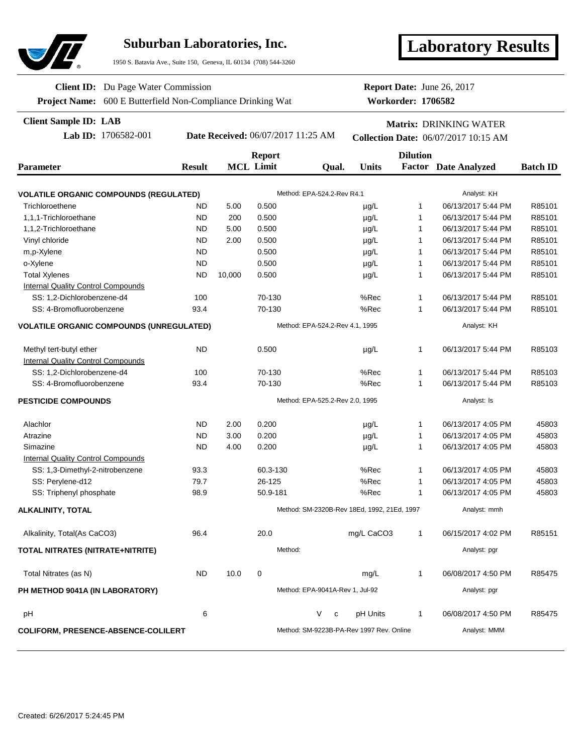# Suburban Laboratories, Inc.

1950 S. Batavia Ave., Suite 150, Geneva, IL 60134 (708) 544-3260

**Laboratory Results**

**Client ID:** Du Page Water Commission
**Project Name:** 600 E Butterfield Non-Compliance Drinking Wat

**Report Date:** June 26, 2017
**Workorder: 1706582**

**Client Sample ID: LAB**
**Lab ID:** 1706582-001
**Date Received:** 06/07/2017 11:25 AM
**Matrix:** DRINKING WATER
**Collection Date:** 06/07/2017 10:15 AM

| Parameter | Result | MCL | Report Limit | Qual. | Units | Dilution Factor | Date Analyzed | Batch ID |
|---|---|---|---|---|---|---|---|---|
| **VOLATILE ORGANIC COMPOUNDS (REGULATED)** | | | Method: EPA-524.2-Rev R4.1 | | | | Analyst: KH | |
| Trichloroethene | ND | 5.00 | 0.500 | | µg/L | 1 | 06/13/2017 5:44 PM | R85101 |
| 1,1,1-Trichloroethane | ND | 200 | 0.500 | | µg/L | 1 | 06/13/2017 5:44 PM | R85101 |
| 1,1,2-Trichloroethane | ND | 5.00 | 0.500 | | µg/L | 1 | 06/13/2017 5:44 PM | R85101 |
| Vinyl chloride | ND | 2.00 | 0.500 | | µg/L | 1 | 06/13/2017 5:44 PM | R85101 |
| m,p-Xylene | ND | | 0.500 | | µg/L | 1 | 06/13/2017 5:44 PM | R85101 |
| o-Xylene | ND | | 0.500 | | µg/L | 1 | 06/13/2017 5:44 PM | R85101 |
| Total Xylenes | ND | 10,000 | 0.500 | | µg/L | 1 | 06/13/2017 5:44 PM | R85101 |
| Internal Quality Control Compounds | | | | | | | | |
| SS: 1,2-Dichlorobenzene-d4 | 100 | | 70-130 | | %Rec | 1 | 06/13/2017 5:44 PM | R85101 |
| SS: 4-Bromofluorobenzene | 93.4 | | 70-130 | | %Rec | 1 | 06/13/2017 5:44 PM | R85101 |
| **VOLATILE ORGANIC COMPOUNDS (UNREGULATED)** | | | Method: EPA-524.2-Rev 4.1, 1995 | | | | Analyst: KH | |
| Methyl tert-butyl ether | ND | | 0.500 | | µg/L | 1 | 06/13/2017 5:44 PM | R85103 |
| Internal Quality Control Compounds | | | | | | | | |
| SS: 1,2-Dichlorobenzene-d4 | 100 | | 70-130 | | %Rec | 1 | 06/13/2017 5:44 PM | R85103 |
| SS: 4-Bromofluorobenzene | 93.4 | | 70-130 | | %Rec | 1 | 06/13/2017 5:44 PM | R85103 |
| **PESTICIDE COMPOUNDS** | | | Method: EPA-525.2-Rev 2.0, 1995 | | | | Analyst: ls | |
| Alachlor | ND | 2.00 | 0.200 | | µg/L | 1 | 06/13/2017 4:05 PM | 45803 |
| Atrazine | ND | 3.00 | 0.200 | | µg/L | 1 | 06/13/2017 4:05 PM | 45803 |
| Simazine | ND | 4.00 | 0.200 | | µg/L | 1 | 06/13/2017 4:05 PM | 45803 |
| Internal Quality Control Compounds | | | | | | | | |
| SS: 1,3-Dimethyl-2-nitrobenzene | 93.3 | | 60.3-130 | | %Rec | 1 | 06/13/2017 4:05 PM | 45803 |
| SS: Perylene-d12 | 79.7 | | 26-125 | | %Rec | 1 | 06/13/2017 4:05 PM | 45803 |
| SS: Triphenyl phosphate | 98.9 | | 50.9-181 | | %Rec | 1 | 06/13/2017 4:05 PM | 45803 |
| **ALKALINITY, TOTAL** | | | Method: SM-2320B-Rev 18Ed, 1992, 21Ed, 1997 | | | | Analyst: mmh | |
| Alkalinity, Total(As CaCO3) | 96.4 | | 20.0 | | mg/L CaCO3 | 1 | 06/15/2017 4:02 PM | R85151 |
| **TOTAL NITRATES (NITRATE+NITRITE)** | | | Method: | | | | Analyst: pgr | |
| Total Nitrates (as N) | ND | 10.0 | 0 | | mg/L | 1 | 06/08/2017 4:50 PM | R85475 |
| **PH METHOD 9041A (IN LABORATORY)** | | | Method: EPA-9041A-Rev 1, Jul-92 | | | | Analyst: pgr | |
| pH | 6 | | | V c | pH Units | 1 | 06/08/2017 4:50 PM | R85475 |
| **COLIFORM, PRESENCE-ABSENCE-COLILERT** | | | Method: SM-9223B-PA-Rev 1997 Rev. Online | | | | Analyst: MMM | |

Created: 6/26/2017 5:24:45 PM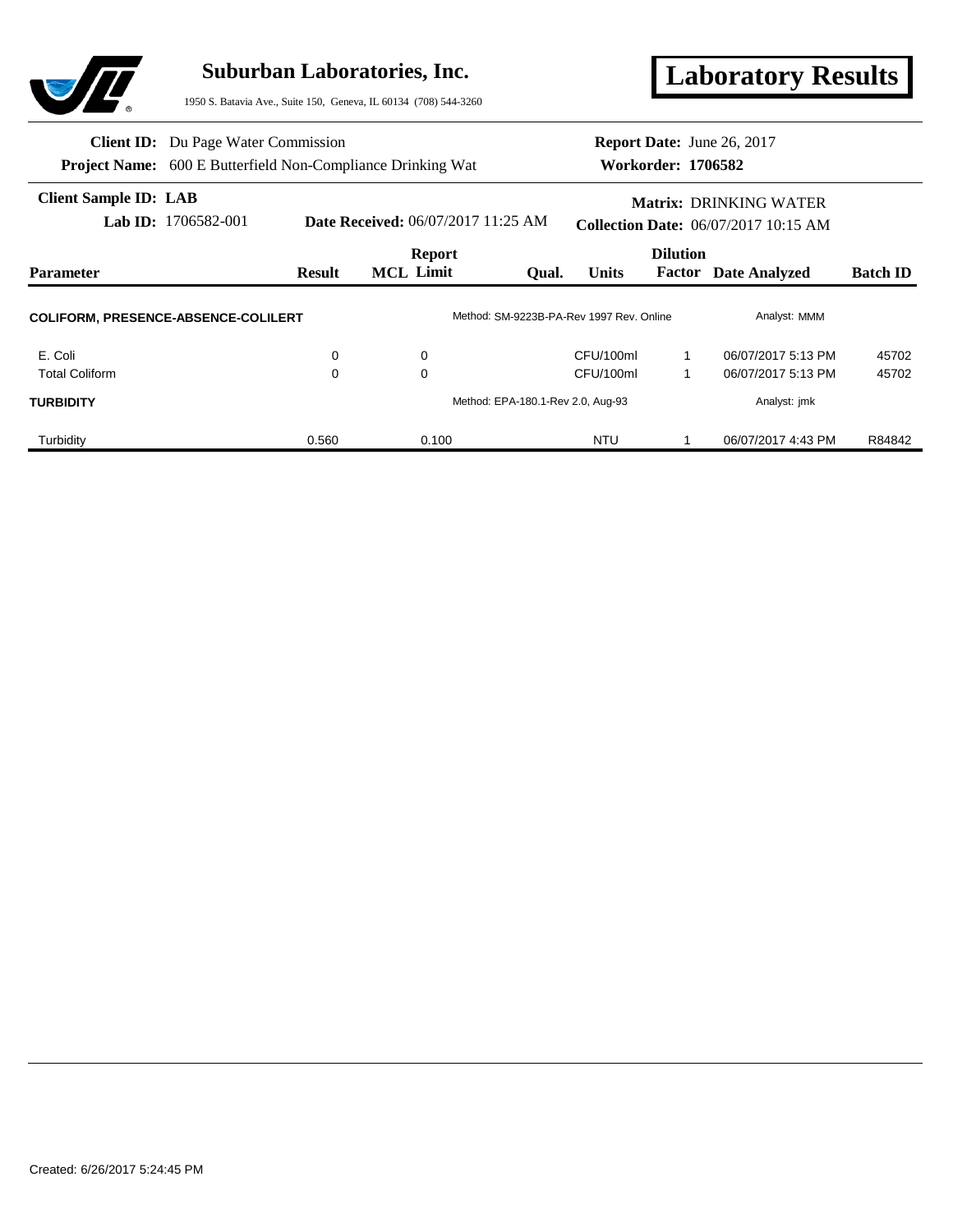# Suburban Laboratories, Inc.

1950 S. Batavia Ave., Suite 150, Geneva, IL 60134 (708) 544-3260

# Laboratory Results

**Client ID:** Du Page Water Commission
**Project Name:** 600 E Butterfield Non-Compliance Drinking Wat

**Report Date:** June 26, 2017
**Workorder: 1706582**

**Client Sample ID: LAB**
**Lab ID:** 1706582-001
**Date Received:** 06/07/2017 11:25 AM
**Matrix:** DRINKING WATER
**Collection Date:** 06/07/2017 10:15 AM

| Parameter | Result | Report MCL Limit | Qual. | Units | Dilution Factor | Date Analyzed | Batch ID |
|---|---|---|---|---|---|---|---|
| **COLIFORM, PRESENCE-ABSENCE-COLILERT** | | Method: SM-9223B-PA-Rev 1997 Rev. Online | | | | Analyst: MMM | |
| E. Coli | 0 | 0 | | CFU/100ml | 1 | 06/07/2017 5:13 PM | 45702 |
| Total Coliform | 0 | 0 | | CFU/100ml | 1 | 06/07/2017 5:13 PM | 45702 |
| **TURBIDITY** | | Method: EPA-180.1-Rev 2.0, Aug-93 | | | | Analyst: jmk | |
| Turbidity | 0.560 | 0.100 | | NTU | 1 | 06/07/2017 4:43 PM | R84842 |

Created: 6/26/2017 5:24:45 PM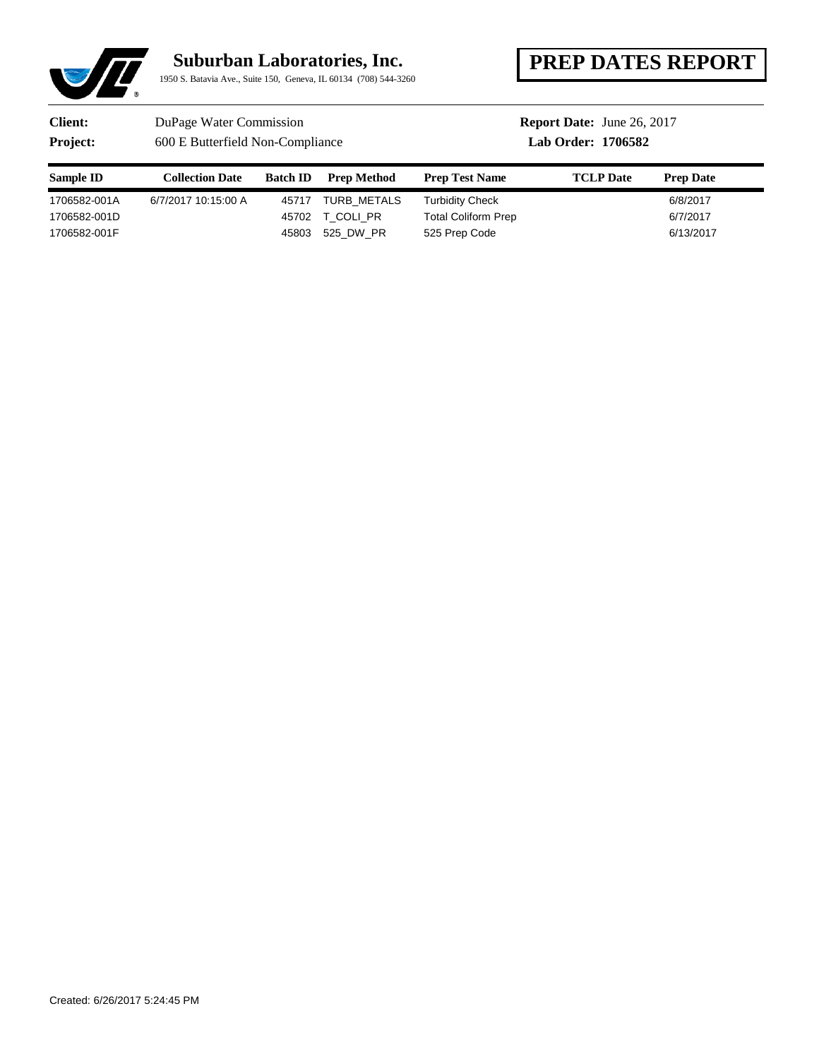# Suburban Laboratories, Inc.

1950 S. Batavia Ave., Suite 150, Geneva, IL 60134 (708) 544-3260

## PREP DATES REPORT

**Client:** DuPage Water Commission

**Project:** 600 E Butterfield Non-Compliance

**Report Date:** June 26, 2017

**Lab Order: 1706582**

| Sample ID | Collection Date | Batch ID | Prep Method | Prep Test Name | TCLP Date | Prep Date |
|---|---|---|---|---|---|---|
| 1706582-001A | 6/7/2017 10:15:00 A | 45717 | TURB_METALS | Turbidity Check | | 6/8/2017 |
| 1706582-001D | | 45702 | T_COLI_PR | Total Coliform Prep | | 6/7/2017 |
| 1706582-001F | | 45803 | 525_DW_PR | 525 Prep Code | | 6/13/2017 |

Created: 6/26/2017 5:24:45 PM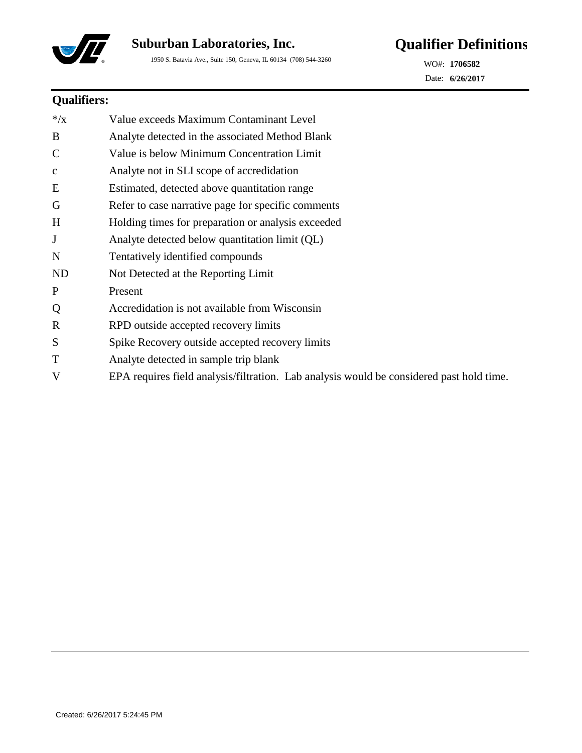**Suburban Laboratories, Inc.**

1950 S. Batavia Ave., Suite 150, Geneva, IL 60134 (708) 544-3260

# Qualifier Definitions

WO#: **1706582**

Date: **6/26/2017**

## Qualifiers:

| | |
|---|---|
| */x | Value exceeds Maximum Contaminant Level |
| B | Analyte detected in the associated Method Blank |
| C | Value is below Minimum Concentration Limit |
| c | Analyte not in SLI scope of accredidation |
| E | Estimated, detected above quantitation range |
| G | Refer to case narrative page for specific comments |
| H | Holding times for preparation or analysis exceeded |
| J | Analyte detected below quantitation limit (QL) |
| N | Tentatively identified compounds |
| ND | Not Detected at the Reporting Limit |
| P | Present |
| Q | Accredidation is not available from Wisconsin |
| R | RPD outside accepted recovery limits |
| S | Spike Recovery outside accepted recovery limits |
| T | Analyte detected in sample trip blank |
| V | EPA requires field analysis/filtration. Lab analysis would be considered past hold time. |

Created: 6/26/2017 5:24:45 PM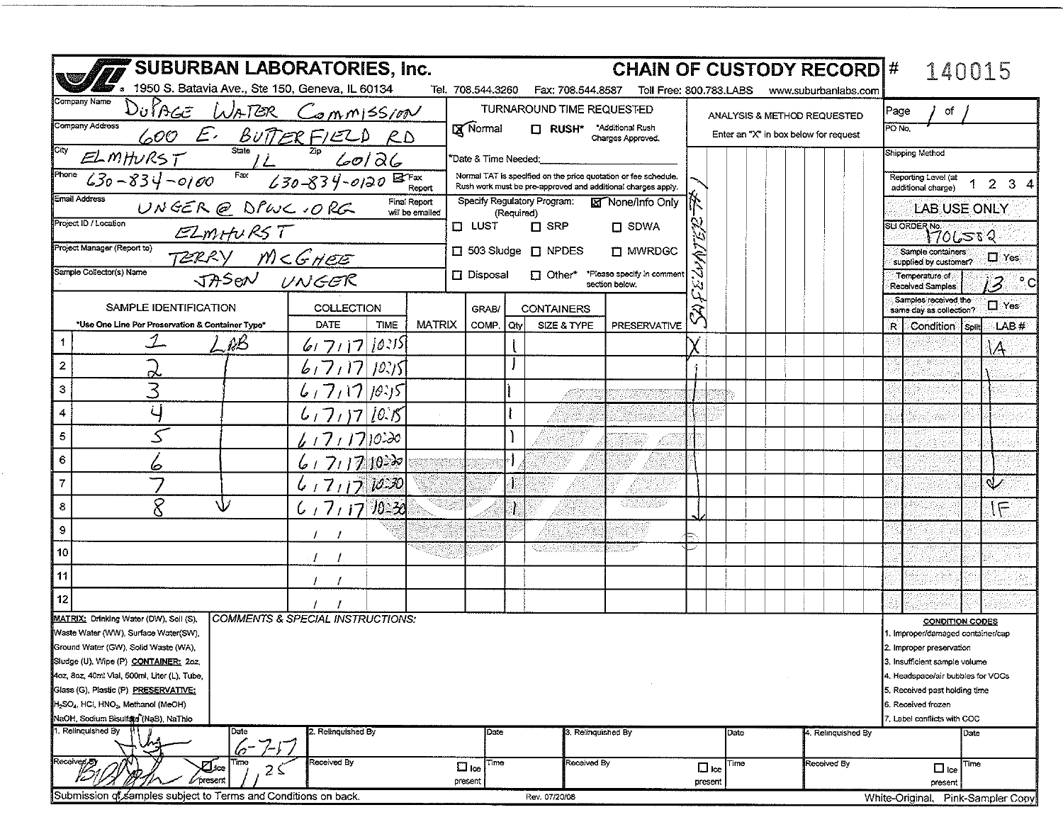# SUBURBAN LABORATORIES, Inc.

1950 S. Batavia Ave., Ste 150, Geneva, IL 60134 Tel. 708.544.3260 Fax: 708.544.8587 Toll Free: 800.783.LABS www.suburbanlabs.com

## CHAIN OF CUSTODY RECORD # 140015

| | |
|---|---|
| Company Name | DuPage Water Commission |
| Company Address | 600 E. Butterfield Rd |
| City | Elmhurst |
| State | IL |
| Zip | 60126 |
| Phone | 630-834-0100 |
| Fax | 630-834-0120 ☒ Fax Report |
| Email Address | unger@dpwc.org |
| Final Report will be emailed | |
| Project ID / Location | Elmhurst |
| Project Manager (Report to) | Terry McGhee |
| Sample Collector(s) Name | Jason Unger |

**TURNAROUND TIME REQUESTED**

☒ Normal ☐ RUSH* *Additional Rush Charges Approved.

*Date & Time Needed:

Normal TAT is specified on the price quotation or fee schedule. Rush work must be pre-approved and additional charges apply.

Specify Regulatory Program: (Required) ☒ None/Info Only

☐ LUST ☐ SRP ☐ SDWA

☐ 503 Sludge ☐ NPDES ☐ MWRDGC

☐ Disposal ☐ Other* *Please specify in comment section below.

**ANALYSIS & METHOD REQUESTED**

Enter an "X" in box below for request

Safewater #1

Page 1 of 1

PO No.

Shipping Method

Reporting Level (at additional charge) 1 2 3 4

**LAB USE ONLY**

SLI ORDER No. 1706502

Sample containers supplied by customer? ☐ Yes

Temperature of Received Samples 13 °C

Samples received the same day as collection? ☐ Yes

| | SAMPLE IDENTIFICATION *Use One Line Per Preservation & Container Type* | COLLECTION DATE | COLLECTION TIME | MATRIX | GRAB/COMP. | CONTAINERS Qty | SIZE & TYPE | PRESERVATIVE | Safewater #1 | R | Condition | Split | LAB # |
|---|---|---|---|---|---|---|---|---|---|---|---|---|---|
| 1 | 1 LAB | 6/7/17 | 10:15 | | | 1 | | | X | | | | 1A |
| 2 | 2 | 6/7/17 | 10:15 | | | 1 | | | ↓ | | | | ↓ |
| 3 | 3 | 6/7/17 | 10:15 | | | 1 | | | ↓ | | | | ↓ |
| 4 | 4 | 6/7/17 | 10:15 | | | 1 | | | ↓ | | | | ↓ |
| 5 | 5 | 6/7/17 | 10:20 | | | 1 | | | ↓ | | | | ↓ |
| 6 | 6 | 6/7/17 | 10:20 | | | 1 | | | ↓ | | | | ↓ |
| 7 | 7 | 6/7/17 | 10:30 | | | 1 | | | ↓ | | | | ↓ |
| 8 | 8 | 6/7/17 | 10:30 | | | 1 | | | ↓ | | | | 1F |
| 9 | | / / | | | | | | | | | | | |
| 10 | | / / | | | | | | | | | | | |
| 11 | | / / | | | | | | | | | | | |
| 12 | | / / | | | | | | | | | | | |

**MATRIX:** Drinking Water (DW), Soil (S), Waste Water (WW), Surface Water(SW), Ground Water (GW), Solid Waste (WA), Sludge (U), Wipe (P) **CONTAINER:** 2oz, 4oz, 8oz, 40ml Vial, 500ml, Liter (L), Tube, Glass (G), Plastic (P) **PRESERVATIVE:** $H_2SO_4$, HCl, $HNO_3$, Methanol (MeOH) NaOH, Sodium Bisulfate (NaB), NaThio

**COMMENTS & SPECIAL INSTRUCTIONS:**

**CONDITION CODES**

1. Improper/damaged container/cap
2. Improper preservation
3. Insufficient sample volume
4. Headspace/air bubbles for VOCs
5. Received past holding time
6. Received frozen
7. Label conflicts with COC

| 1. Relinquished By | Date | 2. Relinquished By | Date | 3. Relinquished By | Date | 4. Relinquished By | Date |
|---|---|---|---|---|---|---|---|
| [signature] | 6-7-17 | | | | | | |
| Received By [signature] ☒ Ice present | Time 11:25 | Received By ☐ Ice present | Time | Received By ☐ Ice present | Time | Received By ☐ Ice present | Time |

Submission of samples subject to Terms and Conditions on back. Rev. 07/20/08 White-Original, Pink-Sampler Copy